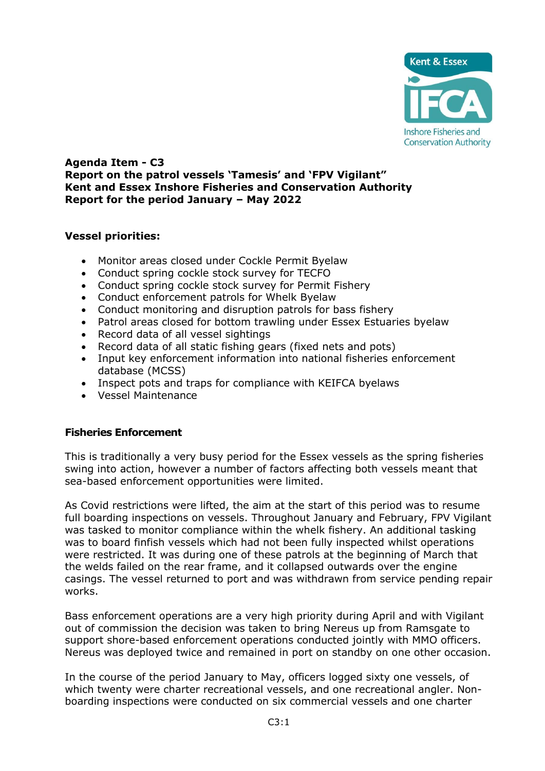**Agenda Item - C3**
**Report on the patrol vessels 'Tamesis' and 'FPV Vigilant"**
**Kent and Essex Inshore Fisheries and Conservation Authority**
**Report for the period January – May 2022**

**Vessel priorities:**

- Monitor areas closed under Cockle Permit Byelaw
- Conduct spring cockle stock survey for TECFO
- Conduct spring cockle stock survey for Permit Fishery
- Conduct enforcement patrols for Whelk Byelaw
- Conduct monitoring and disruption patrols for bass fishery
- Patrol areas closed for bottom trawling under Essex Estuaries byelaw
- Record data of all vessel sightings
- Record data of all static fishing gears (fixed nets and pots)
- Input key enforcement information into national fisheries enforcement database (MCSS)
- Inspect pots and traps for compliance with KEIFCA byelaws
- Vessel Maintenance

**Fisheries Enforcement**

This is traditionally a very busy period for the Essex vessels as the spring fisheries swing into action, however a number of factors affecting both vessels meant that sea-based enforcement opportunities were limited.

As Covid restrictions were lifted, the aim at the start of this period was to resume full boarding inspections on vessels. Throughout January and February, FPV Vigilant was tasked to monitor compliance within the whelk fishery. An additional tasking was to board finfish vessels which had not been fully inspected whilst operations were restricted. It was during one of these patrols at the beginning of March that the welds failed on the rear frame, and it collapsed outwards over the engine casings. The vessel returned to port and was withdrawn from service pending repair works.

Bass enforcement operations are a very high priority during April and with Vigilant out of commission the decision was taken to bring Nereus up from Ramsgate to support shore-based enforcement operations conducted jointly with MMO officers. Nereus was deployed twice and remained in port on standby on one other occasion.

In the course of the period January to May, officers logged sixty one vessels, of which twenty were charter recreational vessels, and one recreational angler. Non-boarding inspections were conducted on six commercial vessels and one charter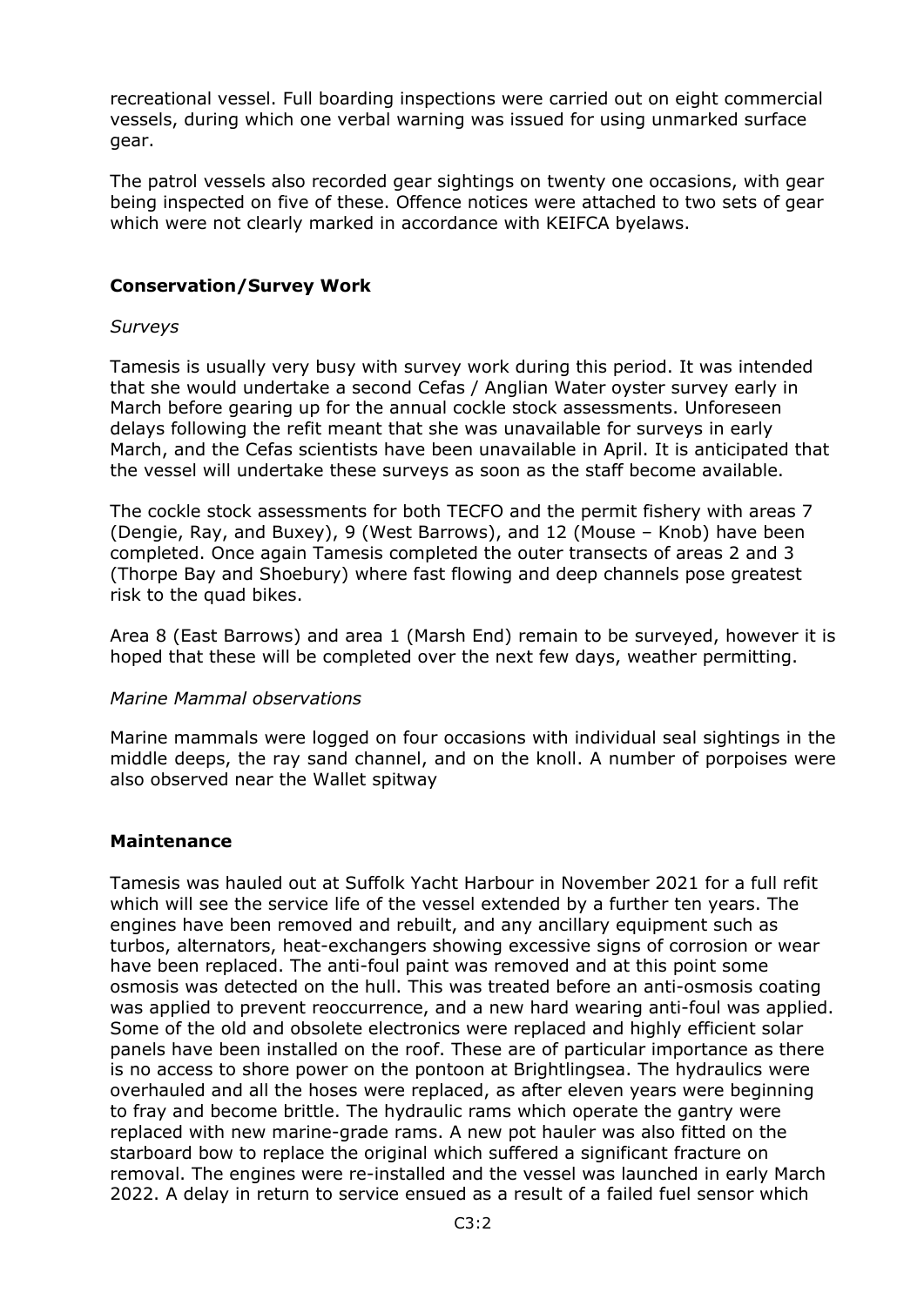recreational vessel. Full boarding inspections were carried out on eight commercial vessels, during which one verbal warning was issued for using unmarked surface gear.

The patrol vessels also recorded gear sightings on twenty one occasions, with gear being inspected on five of these. Offence notices were attached to two sets of gear which were not clearly marked in accordance with KEIFCA byelaws.

## Conservation/Survey Work

*Surveys*

Tamesis is usually very busy with survey work during this period. It was intended that she would undertake a second Cefas / Anglian Water oyster survey early in March before gearing up for the annual cockle stock assessments. Unforeseen delays following the refit meant that she was unavailable for surveys in early March, and the Cefas scientists have been unavailable in April. It is anticipated that the vessel will undertake these surveys as soon as the staff become available.

The cockle stock assessments for both TECFO and the permit fishery with areas 7 (Dengie, Ray, and Buxey), 9 (West Barrows), and 12 (Mouse – Knob) have been completed. Once again Tamesis completed the outer transects of areas 2 and 3 (Thorpe Bay and Shoebury) where fast flowing and deep channels pose greatest risk to the quad bikes.

Area 8 (East Barrows) and area 1 (Marsh End) remain to be surveyed, however it is hoped that these will be completed over the next few days, weather permitting.

*Marine Mammal observations*

Marine mammals were logged on four occasions with individual seal sightings in the middle deeps, the ray sand channel, and on the knoll. A number of porpoises were also observed near the Wallet spitway

## Maintenance

Tamesis was hauled out at Suffolk Yacht Harbour in November 2021 for a full refit which will see the service life of the vessel extended by a further ten years. The engines have been removed and rebuilt, and any ancillary equipment such as turbos, alternators, heat-exchangers showing excessive signs of corrosion or wear have been replaced. The anti-foul paint was removed and at this point some osmosis was detected on the hull. This was treated before an anti-osmosis coating was applied to prevent reoccurrence, and a new hard wearing anti-foul was applied. Some of the old and obsolete electronics were replaced and highly efficient solar panels have been installed on the roof. These are of particular importance as there is no access to shore power on the pontoon at Brightlingsea. The hydraulics were overhauled and all the hoses were replaced, as after eleven years were beginning to fray and become brittle. The hydraulic rams which operate the gantry were replaced with new marine-grade rams. A new pot hauler was also fitted on the starboard bow to replace the original which suffered a significant fracture on removal. The engines were re-installed and the vessel was launched in early March 2022. A delay in return to service ensued as a result of a failed fuel sensor which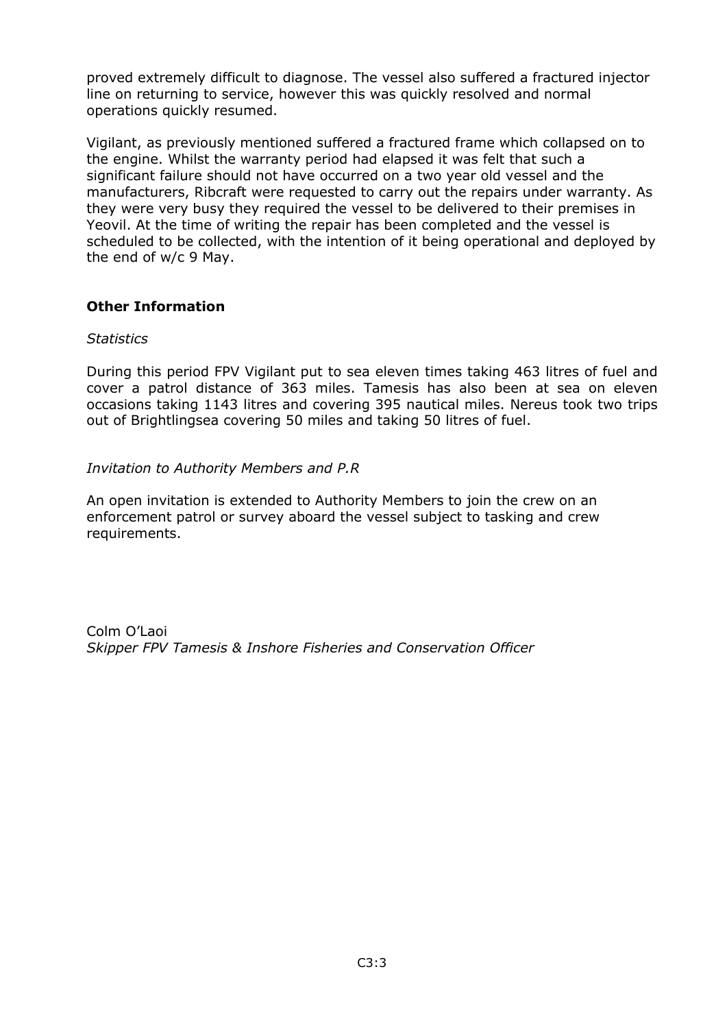proved extremely difficult to diagnose. The vessel also suffered a fractured injector line on returning to service, however this was quickly resolved and normal operations quickly resumed.

Vigilant, as previously mentioned suffered a fractured frame which collapsed on to the engine. Whilst the warranty period had elapsed it was felt that such a significant failure should not have occurred on a two year old vessel and the manufacturers, Ribcraft were requested to carry out the repairs under warranty. As they were very busy they required the vessel to be delivered to their premises in Yeovil. At the time of writing the repair has been completed and the vessel is scheduled to be collected, with the intention of it being operational and deployed by the end of w/c 9 May.

**Other Information**

*Statistics*

During this period FPV Vigilant put to sea eleven times taking 463 litres of fuel and cover a patrol distance of 363 miles. Tamesis has also been at sea on eleven occasions taking 1143 litres and covering 395 nautical miles. Nereus took two trips out of Brightlingsea covering 50 miles and taking 50 litres of fuel.

*Invitation to Authority Members and P.R*

An open invitation is extended to Authority Members to join the crew on an enforcement patrol or survey aboard the vessel subject to tasking and crew requirements.

Colm O'Laoi
*Skipper FPV Tamesis & Inshore Fisheries and Conservation Officer*